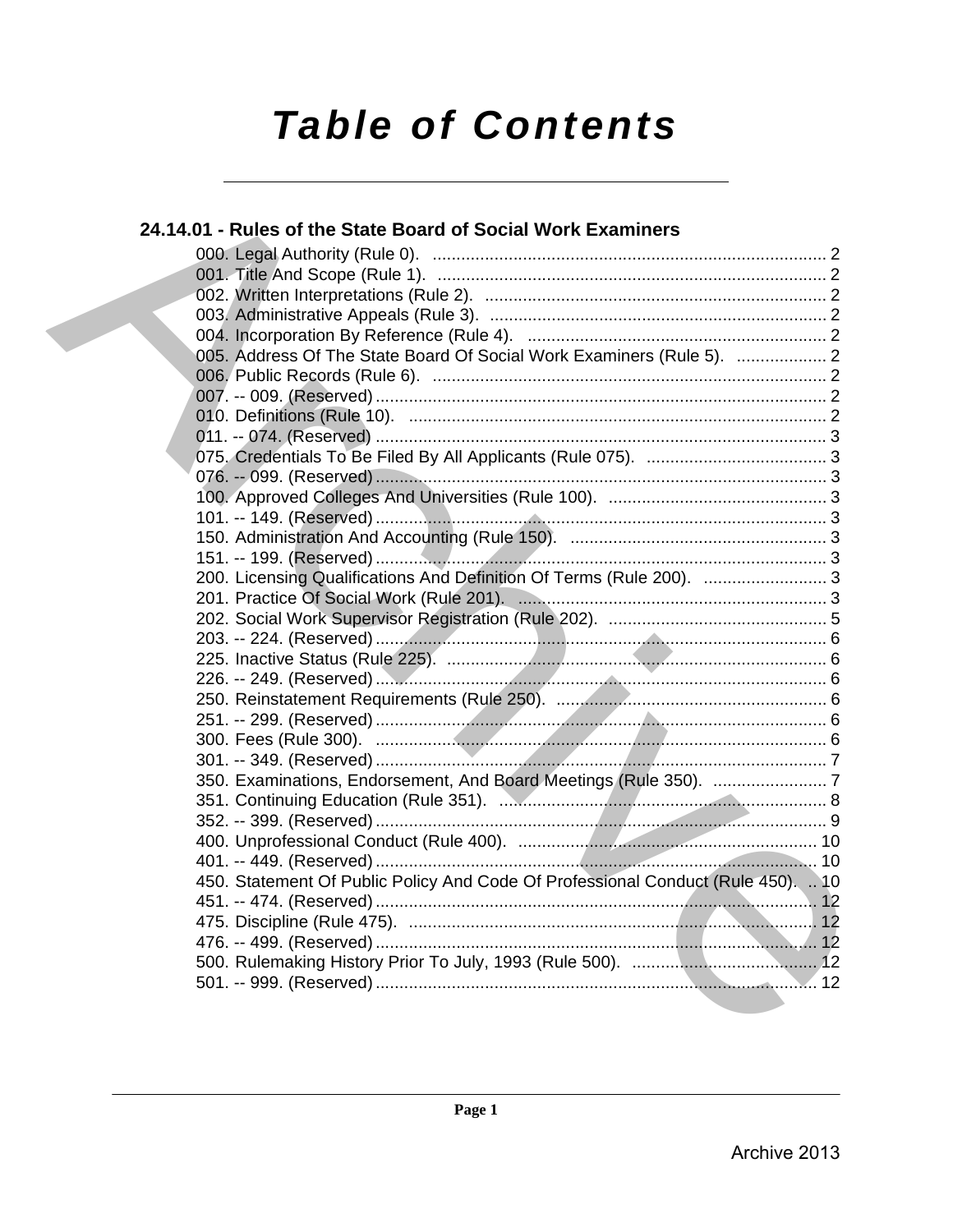# Table of Contents

## 24.14.01 - Rules of the State Board of Social Work Examiners

000. Legal Authority (Rule 0). .......... 2
001. Title And Scope (Rule 1). .......... 2
002. Written Interpretations (Rule 2). .......... 2
003. Administrative Appeals (Rule 3). .......... 2
004. Incorporation By Reference (Rule 4). .......... 2
005. Address Of The State Board Of Social Work Examiners (Rule 5). .......... 2
006. Public Records (Rule 6). .......... 2
007. -- 009. (Reserved) .......... 2
010. Definitions (Rule 10). .......... 2
011. -- 074. (Reserved) .......... 3
075. Credentials To Be Filed By All Applicants (Rule 075). .......... 3
076. -- 099. (Reserved) .......... 3
100. Approved Colleges And Universities (Rule 100). .......... 3
101. -- 149. (Reserved) .......... 3
150. Administration And Accounting (Rule 150). .......... 3
151. -- 199. (Reserved) .......... 3
200. Licensing Qualifications And Definition Of Terms (Rule 200). .......... 3
201. Practice Of Social Work (Rule 201). .......... 3
202. Social Work Supervisor Registration (Rule 202). .......... 5
203. -- 224. (Reserved) .......... 6
225. Inactive Status (Rule 225). .......... 6
226. -- 249. (Reserved) .......... 6
250. Reinstatement Requirements (Rule 250). .......... 6
251. -- 299. (Reserved) .......... 6
300. Fees (Rule 300). .......... 6
301. -- 349. (Reserved) .......... 7
350. Examinations, Endorsement, And Board Meetings (Rule 350). .......... 7
351. Continuing Education (Rule 351). .......... 8
352. -- 399. (Reserved) .......... 9
400. Unprofessional Conduct (Rule 400). .......... 10
401. -- 449. (Reserved) .......... 10
450. Statement Of Public Policy And Code Of Professional Conduct (Rule 450). .......... 10
451. -- 474. (Reserved) .......... 12
475. Discipline (Rule 475). .......... 12
476. -- 499. (Reserved) .......... 12
500. Rulemaking History Prior To July, 1993 (Rule 500). .......... 12
501. -- 999. (Reserved) .......... 12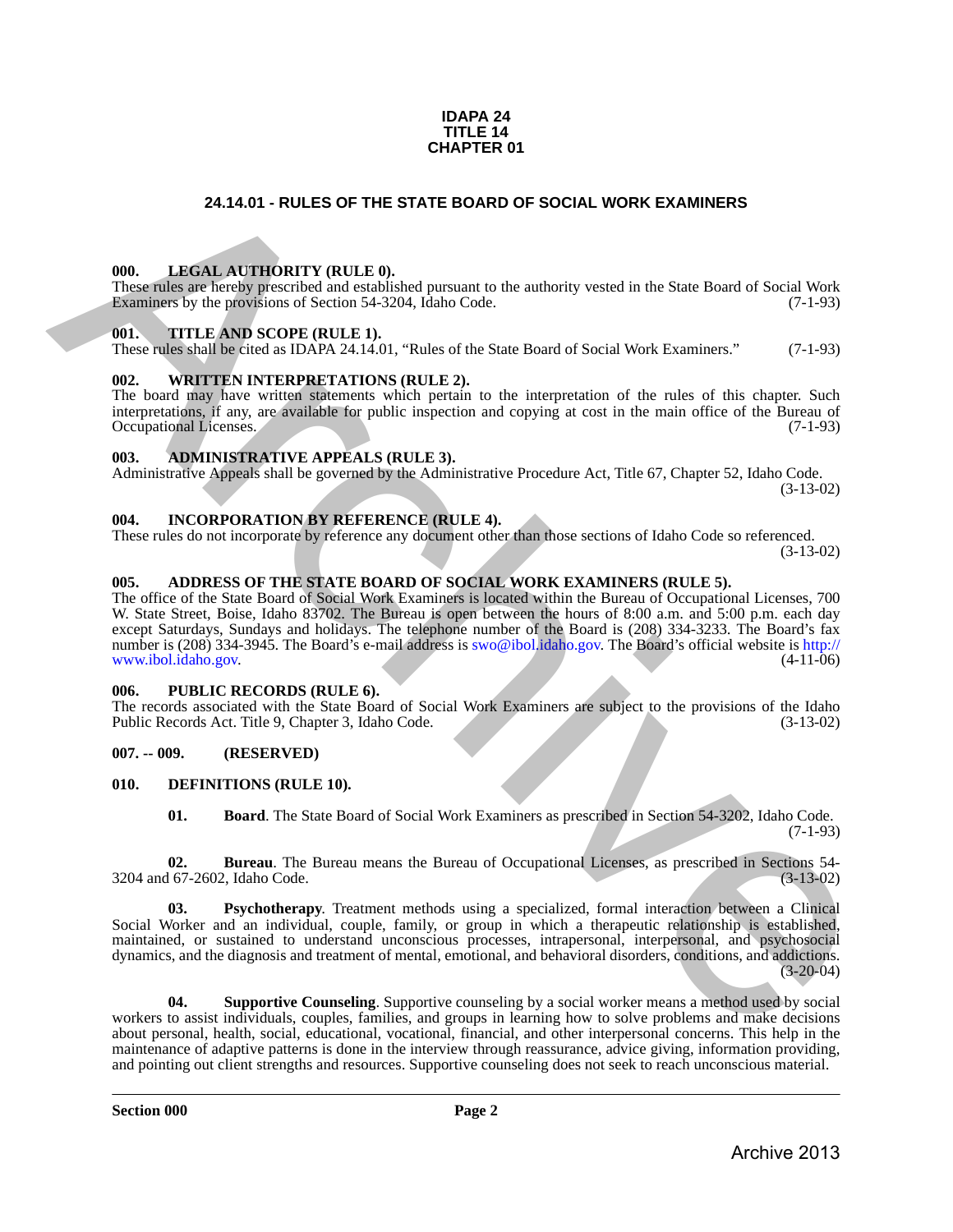**IDAPA 24**
**TITLE 14**
**CHAPTER 01**

## 24.14.01 - RULES OF THE STATE BOARD OF SOCIAL WORK EXAMINERS

### 000. LEGAL AUTHORITY (RULE 0).

These rules are hereby prescribed and established pursuant to the authority vested in the State Board of Social Work Examiners by the provisions of Section 54-3204, Idaho Code. (7-1-93)

### 001. TITLE AND SCOPE (RULE 1).

These rules shall be cited as IDAPA 24.14.01, "Rules of the State Board of Social Work Examiners." (7-1-93)

### 002. WRITTEN INTERPRETATIONS (RULE 2).

The board may have written statements which pertain to the interpretation of the rules of this chapter. Such interpretations, if any, are available for public inspection and copying at cost in the main office of the Bureau of Occupational Licenses. (7-1-93)

### 003. ADMINISTRATIVE APPEALS (RULE 3).

Administrative Appeals shall be governed by the Administrative Procedure Act, Title 67, Chapter 52, Idaho Code. (3-13-02)

### 004. INCORPORATION BY REFERENCE (RULE 4).

These rules do not incorporate by reference any document other than those sections of Idaho Code so referenced. (3-13-02)

### 005. ADDRESS OF THE STATE BOARD OF SOCIAL WORK EXAMINERS (RULE 5).

The office of the State Board of Social Work Examiners is located within the Bureau of Occupational Licenses, 700 W. State Street, Boise, Idaho 83702. The Bureau is open between the hours of 8:00 a.m. and 5:00 p.m. each day except Saturdays, Sundays and holidays. The telephone number of the Board is (208) 334-3233. The Board's fax number is (208) 334-3945. The Board's e-mail address is swo@ibol.idaho.gov. The Board's official website is http://www.ibol.idaho.gov. (4-11-06)

### 006. PUBLIC RECORDS (RULE 6).

The records associated with the State Board of Social Work Examiners are subject to the provisions of the Idaho Public Records Act. Title 9, Chapter 3, Idaho Code. (3-13-02)

### 007. -- 009. (RESERVED)

### 010. DEFINITIONS (RULE 10).

**01. Board**. The State Board of Social Work Examiners as prescribed in Section 54-3202, Idaho Code. (7-1-93)

**02. Bureau**. The Bureau means the Bureau of Occupational Licenses, as prescribed in Sections 54-3204 and 67-2602, Idaho Code. (3-13-02)

**03. Psychotherapy**. Treatment methods using a specialized, formal interaction between a Clinical Social Worker and an individual, couple, family, or group in which a therapeutic relationship is established, maintained, or sustained to understand unconscious processes, intrapersonal, interpersonal, and psychosocial dynamics, and the diagnosis and treatment of mental, emotional, and behavioral disorders, conditions, and addictions. (3-20-04)

**04. Supportive Counseling**. Supportive counseling by a social worker means a method used by social workers to assist individuals, couples, families, and groups in learning how to solve problems and make decisions about personal, health, social, educational, vocational, financial, and other interpersonal concerns. This help in the maintenance of adaptive patterns is done in the interview through reassurance, advice giving, information providing, and pointing out client strengths and resources. Supportive counseling does not seek to reach unconscious material.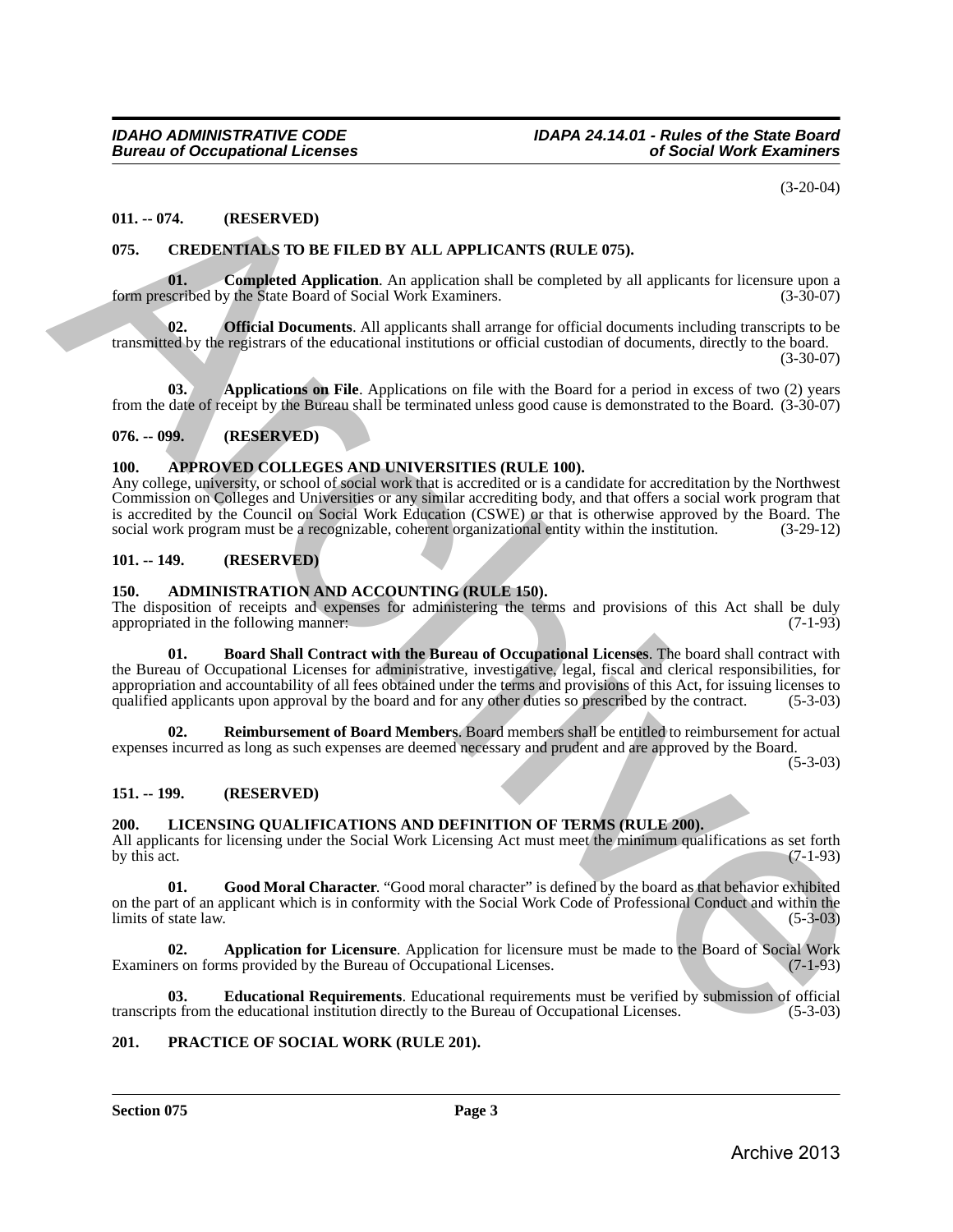(3-20-04)

**011. -- 074. (RESERVED)**

**075. CREDENTIALS TO BE FILED BY ALL APPLICANTS (RULE 075).**

**01. Completed Application**. An application shall be completed by all applicants for licensure upon a form prescribed by the State Board of Social Work Examiners. (3-30-07)

**02. Official Documents**. All applicants shall arrange for official documents including transcripts to be transmitted by the registrars of the educational institutions or official custodian of documents, directly to the board. (3-30-07)

**03. Applications on File**. Applications on file with the Board for a period in excess of two (2) years from the date of receipt by the Bureau shall be terminated unless good cause is demonstrated to the Board. (3-30-07)

**076. -- 099. (RESERVED)**

**100. APPROVED COLLEGES AND UNIVERSITIES (RULE 100).**

Any college, university, or school of social work that is accredited or is a candidate for accreditation by the Northwest Commission on Colleges and Universities or any similar accrediting body, and that offers a social work program that is accredited by the Council on Social Work Education (CSWE) or that is otherwise approved by the Board. The social work program must be a recognizable, coherent organizational entity within the institution. (3-29-12)

**101. -- 149. (RESERVED)**

**150. ADMINISTRATION AND ACCOUNTING (RULE 150).**

The disposition of receipts and expenses for administering the terms and provisions of this Act shall be duly appropriated in the following manner: (7-1-93)

**01. Board Shall Contract with the Bureau of Occupational Licenses**. The board shall contract with the Bureau of Occupational Licenses for administrative, investigative, legal, fiscal and clerical responsibilities, for appropriation and accountability of all fees obtained under the terms and provisions of this Act, for issuing licenses to qualified applicants upon approval by the board and for any other duties so prescribed by the contract. (5-3-03)

**02. Reimbursement of Board Members**. Board members shall be entitled to reimbursement for actual expenses incurred as long as such expenses are deemed necessary and prudent and are approved by the Board. (5-3-03)

**151. -- 199. (RESERVED)**

**200. LICENSING QUALIFICATIONS AND DEFINITION OF TERMS (RULE 200).**

All applicants for licensing under the Social Work Licensing Act must meet the minimum qualifications as set forth by this act. (7-1-93)

**01. Good Moral Character**. "Good moral character" is defined by the board as that behavior exhibited on the part of an applicant which is in conformity with the Social Work Code of Professional Conduct and within the limits of state law. (5-3-03)

**02. Application for Licensure**. Application for licensure must be made to the Board of Social Work Examiners on forms provided by the Bureau of Occupational Licenses. (7-1-93)

**03. Educational Requirements**. Educational requirements must be verified by submission of official transcripts from the educational institution directly to the Bureau of Occupational Licenses. (5-3-03)

**201. PRACTICE OF SOCIAL WORK (RULE 201).**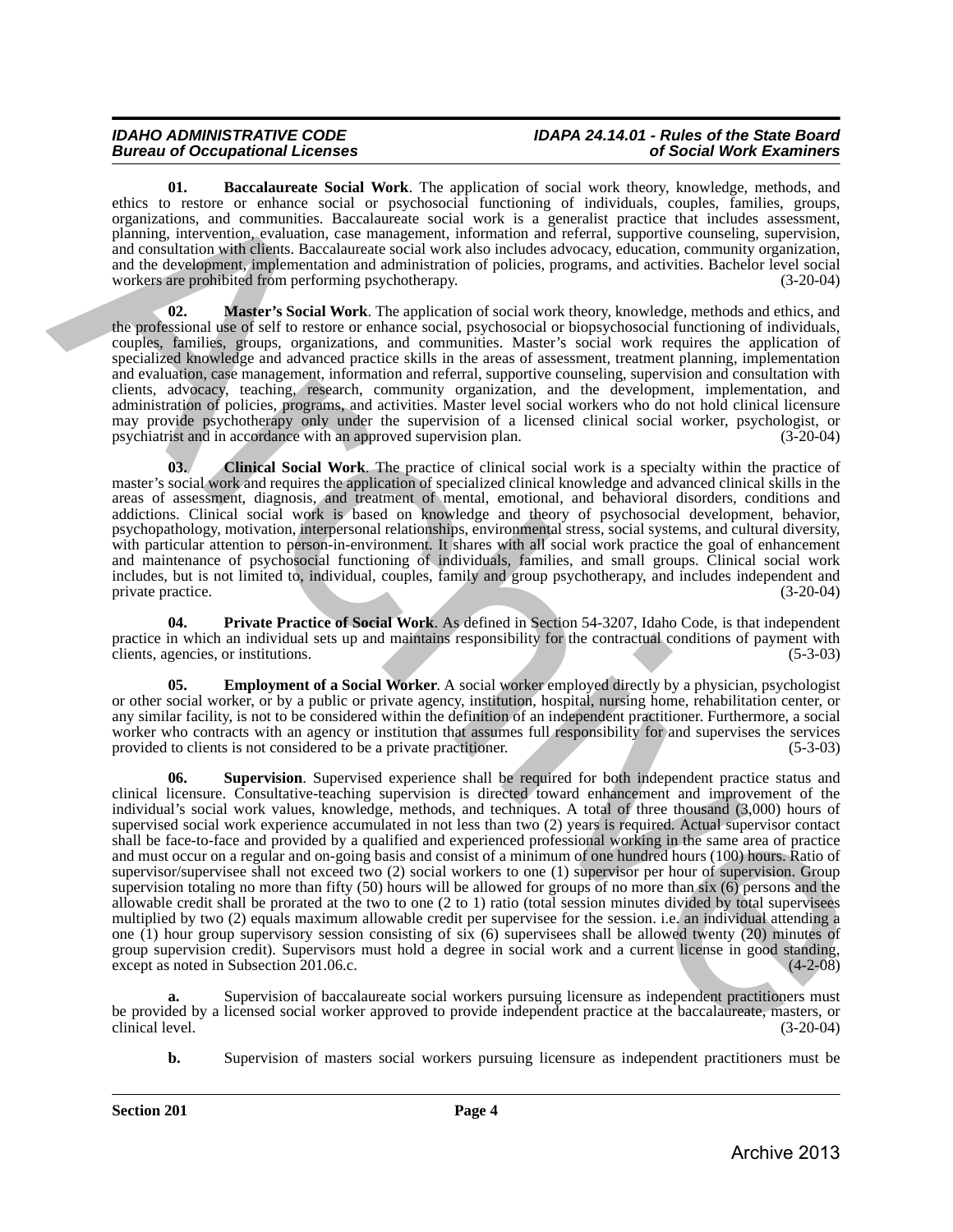**01. Baccalaureate Social Work**. The application of social work theory, knowledge, methods, and ethics to restore or enhance social or psychosocial functioning of individuals, couples, families, groups, organizations, and communities. Baccalaureate social work is a generalist practice that includes assessment, planning, intervention, evaluation, case management, information and referral, supportive counseling, supervision, and consultation with clients. Baccalaureate social work also includes advocacy, education, community organization, and the development, implementation and administration of policies, programs, and activities. Bachelor level social workers are prohibited from performing psychotherapy. (3-20-04)

**02. Master's Social Work**. The application of social work theory, knowledge, methods and ethics, and the professional use of self to restore or enhance social, psychosocial or biopsychosocial functioning of individuals, couples, families, groups, organizations, and communities. Master's social work requires the application of specialized knowledge and advanced practice skills in the areas of assessment, treatment planning, implementation and evaluation, case management, information and referral, supportive counseling, supervision and consultation with clients, advocacy, teaching, research, community organization, and the development, implementation, and administration of policies, programs, and activities. Master level social workers who do not hold clinical licensure may provide psychotherapy only under the supervision of a licensed clinical social worker, psychologist, or psychiatrist and in accordance with an approved supervision plan. (3-20-04)

**03. Clinical Social Work**. The practice of clinical social work is a specialty within the practice of master's social work and requires the application of specialized clinical knowledge and advanced clinical skills in the areas of assessment, diagnosis, and treatment of mental, emotional, and behavioral disorders, conditions and addictions. Clinical social work is based on knowledge and theory of psychosocial development, behavior, psychopathology, motivation, interpersonal relationships, environmental stress, social systems, and cultural diversity, with particular attention to person-in-environment. It shares with all social work practice the goal of enhancement and maintenance of psychosocial functioning of individuals, families, and small groups. Clinical social work includes, but is not limited to, individual, couples, family and group psychotherapy, and includes independent and private practice. (3-20-04)

**04. Private Practice of Social Work**. As defined in Section 54-3207, Idaho Code, is that independent practice in which an individual sets up and maintains responsibility for the contractual conditions of payment with clients, agencies, or institutions. (5-3-03)

**05. Employment of a Social Worker**. A social worker employed directly by a physician, psychologist or other social worker, or by a public or private agency, institution, hospital, nursing home, rehabilitation center, or any similar facility, is not to be considered within the definition of an independent practitioner. Furthermore, a social worker who contracts with an agency or institution that assumes full responsibility for and supervises the services provided to clients is not considered to be a private practitioner. (5-3-03)

**06. Supervision**. Supervised experience shall be required for both independent practice status and clinical licensure. Consultative-teaching supervision is directed toward enhancement and improvement of the individual's social work values, knowledge, methods, and techniques. A total of three thousand (3,000) hours of supervised social work experience accumulated in not less than two (2) years is required. Actual supervisor contact shall be face-to-face and provided by a qualified and experienced professional working in the same area of practice and must occur on a regular and on-going basis and consist of a minimum of one hundred hours (100) hours. Ratio of supervisor/supervisee shall not exceed two (2) social workers to one (1) supervisor per hour of supervision. Group supervision totaling no more than fifty (50) hours will be allowed for groups of no more than six (6) persons and the allowable credit shall be prorated at the two to one (2 to 1) ratio (total session minutes divided by total supervisees multiplied by two (2) equals maximum allowable credit per supervisee for the session. i.e. an individual attending a one (1) hour group supervisory session consisting of six (6) supervisees shall be allowed twenty (20) minutes of group supervision credit). Supervisors must hold a degree in social work and a current license in good standing, except as noted in Subsection 201.06.c. (4-2-08)

**a.** Supervision of baccalaureate social workers pursuing licensure as independent practitioners must be provided by a licensed social worker approved to provide independent practice at the baccalaureate, masters, or clinical level. (3-20-04)

**b.** Supervision of masters social workers pursuing licensure as independent practitioners must be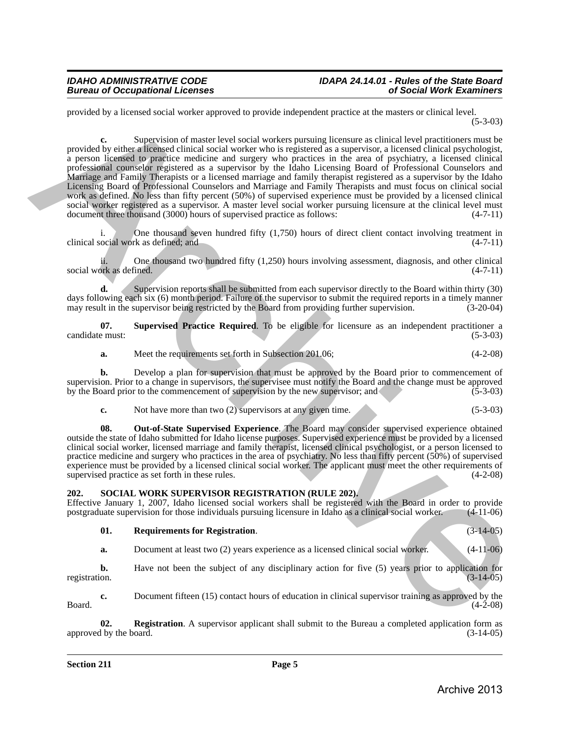provided by a licensed social worker approved to provide independent practice at the masters or clinical level. (5-3-03)

**c.** Supervision of master level social workers pursuing licensure as clinical level practitioners must be provided by either a licensed clinical social worker who is registered as a supervisor, a licensed clinical psychologist, a person licensed to practice medicine and surgery who practices in the area of psychiatry, a licensed clinical professional counselor registered as a supervisor by the Idaho Licensing Board of Professional Counselors and Marriage and Family Therapists or a licensed marriage and family therapist registered as a supervisor by the Idaho Licensing Board of Professional Counselors and Marriage and Family Therapists and must focus on clinical social work as defined. No less than fifty percent (50%) of supervised experience must be provided by a licensed clinical social worker registered as a supervisor. A master level social worker pursuing licensure at the clinical level must document three thousand (3000) hours of supervised practice as follows: (4-7-11)

i. One thousand seven hundred fifty (1,750) hours of direct client contact involving treatment in clinical social work as defined; and (4-7-11)

ii. One thousand two hundred fifty (1,250) hours involving assessment, diagnosis, and other clinical social work as defined. (4-7-11)

**d.** Supervision reports shall be submitted from each supervisor directly to the Board within thirty (30) days following each six (6) month period. Failure of the supervisor to submit the required reports in a timely manner may result in the supervisor being restricted by the Board from providing further supervision. (3-20-04)

**07. Supervised Practice Required**. To be eligible for licensure as an independent practitioner a candidate must: (5-3-03)

**a.** Meet the requirements set forth in Subsection 201.06; (4-2-08)

**b.** Develop a plan for supervision that must be approved by the Board prior to commencement of supervision. Prior to a change in supervisors, the supervisee must notify the Board and the change must be approved by the Board prior to the commencement of supervision by the new supervisor; and (5-3-03)

**c.** Not have more than two (2) supervisors at any given time. (5-3-03)

**08. Out-of-State Supervised Experience**. The Board may consider supervised experience obtained outside the state of Idaho submitted for Idaho license purposes. Supervised experience must be provided by a licensed clinical social worker, licensed marriage and family therapist, licensed clinical psychologist, or a person licensed to practice medicine and surgery who practices in the area of psychiatry. No less than fifty percent (50%) of supervised experience must be provided by a licensed clinical social worker. The applicant must meet the other requirements of supervised practice as set forth in these rules. (4-2-08)

## 202. SOCIAL WORK SUPERVISOR REGISTRATION (RULE 202).

Effective January 1, 2007, Idaho licensed social workers shall be registered with the Board in order to provide postgraduate supervision for those individuals pursuing licensure in Idaho as a clinical social worker. (4-11-06)

**01. Requirements for Registration**. (3-14-05)

**a.** Document at least two (2) years experience as a licensed clinical social worker. (4-11-06)

**b.** Have not been the subject of any disciplinary action for five (5) years prior to application for registration. (3-14-05)

**c.** Document fifteen (15) contact hours of education in clinical supervisor training as approved by the Board. (4-2-08)

**02. Registration**. A supervisor applicant shall submit to the Bureau a completed application form as approved by the board. (3-14-05)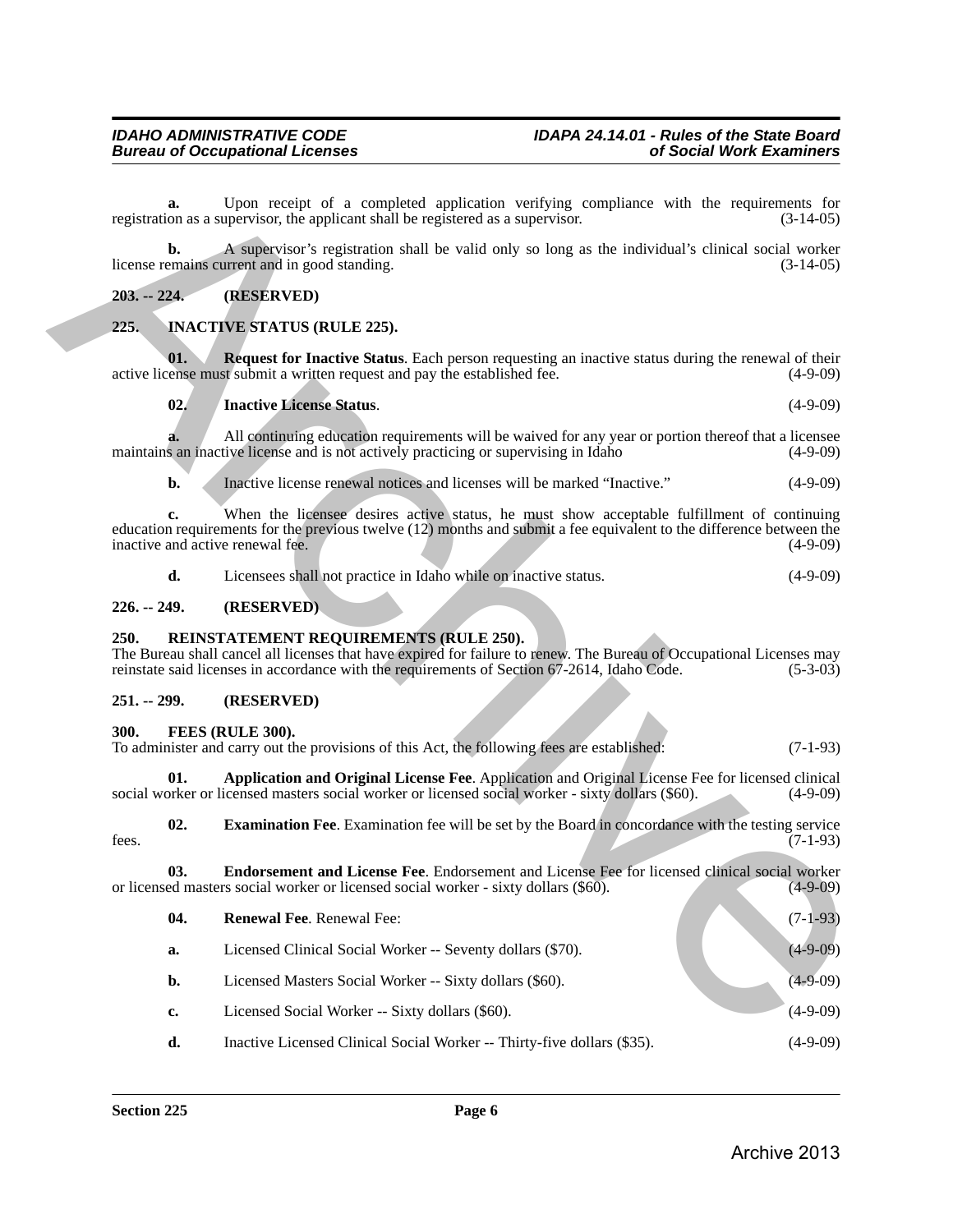**a.** Upon receipt of a completed application verifying compliance with the requirements for registration as a supervisor, the applicant shall be registered as a supervisor. (3-14-05)

**b.** A supervisor's registration shall be valid only so long as the individual's clinical social worker license remains current and in good standing. (3-14-05)

**203. -- 224. (RESERVED)**

**225. INACTIVE STATUS (RULE 225).**

**01. Request for Inactive Status**. Each person requesting an inactive status during the renewal of their active license must submit a written request and pay the established fee. (4-9-09)

**02. Inactive License Status**. (4-9-09)

**a.** All continuing education requirements will be waived for any year or portion thereof that a licensee maintains an inactive license and is not actively practicing or supervising in Idaho (4-9-09)

**b.** Inactive license renewal notices and licenses will be marked "Inactive." (4-9-09)

**c.** When the licensee desires active status, he must show acceptable fulfillment of continuing education requirements for the previous twelve (12) months and submit a fee equivalent to the difference between the inactive and active renewal fee. (4-9-09)

**d.** Licensees shall not practice in Idaho while on inactive status. (4-9-09)

**226. -- 249. (RESERVED)**

**250. REINSTATEMENT REQUIREMENTS (RULE 250).**

The Bureau shall cancel all licenses that have expired for failure to renew. The Bureau of Occupational Licenses may reinstate said licenses in accordance with the requirements of Section 67-2614, Idaho Code. (5-3-03)

**251. -- 299. (RESERVED)**

**300. FEES (RULE 300).**

To administer and carry out the provisions of this Act, the following fees are established: (7-1-93)

**01. Application and Original License Fee**. Application and Original License Fee for licensed clinical social worker or licensed masters social worker or licensed social worker - sixty dollars ($60). (4-9-09)

**02. Examination Fee**. Examination fee will be set by the Board in concordance with the testing service fees. (7-1-93)

**03. Endorsement and License Fee**. Endorsement and License Fee for licensed clinical social worker or licensed masters social worker or licensed social worker - sixty dollars ($60). (4-9-09)

**04. Renewal Fee**. Renewal Fee: (7-1-93)

**a.** Licensed Clinical Social Worker -- Seventy dollars ($70). (4-9-09)

**b.** Licensed Masters Social Worker -- Sixty dollars ($60). (4-9-09)

**c.** Licensed Social Worker -- Sixty dollars ($60). (4-9-09)

**d.** Inactive Licensed Clinical Social Worker -- Thirty-five dollars ($35). (4-9-09)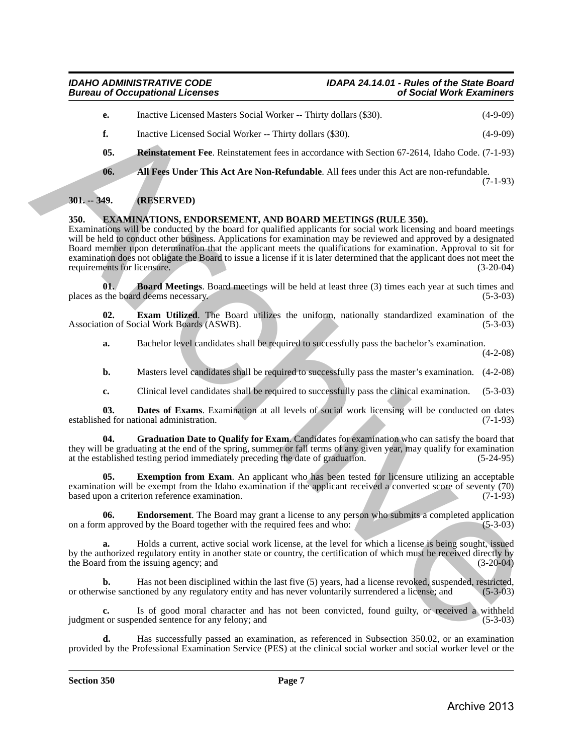**e.** Inactive Licensed Masters Social Worker -- Thirty dollars ($30). (4-9-09)

**f.** Inactive Licensed Social Worker -- Thirty dollars ($30). (4-9-09)

**05. Reinstatement Fee**. Reinstatement fees in accordance with Section 67-2614, Idaho Code. (7-1-93)

**06. All Fees Under This Act Are Non-Refundable**. All fees under this Act are non-refundable. (7-1-93)

## 301. -- 349. (RESERVED)

## 350. EXAMINATIONS, ENDORSEMENT, AND BOARD MEETINGS (RULE 350).

Examinations will be conducted by the board for qualified applicants for social work licensing and board meetings will be held to conduct other business. Applications for examination may be reviewed and approved by a designated Board member upon determination that the applicant meets the qualifications for examination. Approval to sit for examination does not obligate the Board to issue a license if it is later determined that the applicant does not meet the requirements for licensure. (3-20-04)

**01. Board Meetings**. Board meetings will be held at least three (3) times each year at such times and places as the board deems necessary. (5-3-03)

**02. Exam Utilized**. The Board utilizes the uniform, nationally standardized examination of the Association of Social Work Boards (ASWB). (5-3-03)

**a.** Bachelor level candidates shall be required to successfully pass the bachelor's examination. (4-2-08)

**b.** Masters level candidates shall be required to successfully pass the master's examination. (4-2-08)

**c.** Clinical level candidates shall be required to successfully pass the clinical examination. (5-3-03)

**03. Dates of Exams**. Examination at all levels of social work licensing will be conducted on dates established for national administration. (7-1-93)

**04. Graduation Date to Qualify for Exam**. Candidates for examination who can satisfy the board that they will be graduating at the end of the spring, summer or fall terms of any given year, may qualify for examination at the established testing period immediately preceding the date of graduation. (5-24-95)

**05. Exemption from Exam**. An applicant who has been tested for licensure utilizing an acceptable examination will be exempt from the Idaho examination if the applicant received a converted score of seventy (70) based upon a criterion reference examination. (7-1-93)

**06. Endorsement**. The Board may grant a license to any person who submits a completed application on a form approved by the Board together with the required fees and who: (5-3-03)

**a.** Holds a current, active social work license, at the level for which a license is being sought, issued by the authorized regulatory entity in another state or country, the certification of which must be received directly by the Board from the issuing agency; and (3-20-04)

**b.** Has not been disciplined within the last five (5) years, had a license revoked, suspended, restricted, or otherwise sanctioned by any regulatory entity and has never voluntarily surrendered a license; and (5-3-03)

**c.** Is of good moral character and has not been convicted, found guilty, or received a withheld judgment or suspended sentence for any felony; and (5-3-03)

**d.** Has successfully passed an examination, as referenced in Subsection 350.02, or an examination provided by the Professional Examination Service (PES) at the clinical social worker and social worker level or the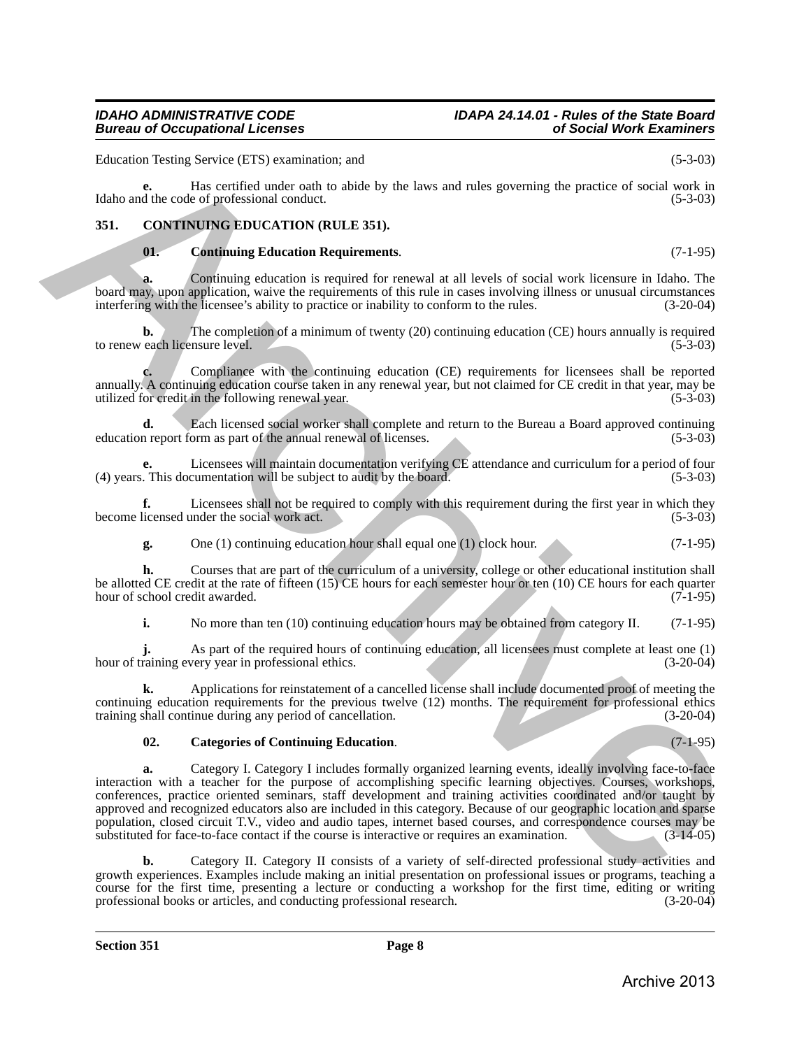Education Testing Service (ETS) examination; and (5-3-03)

**e.** Has certified under oath to abide by the laws and rules governing the practice of social work in Idaho and the code of professional conduct. (5-3-03)

## 351. CONTINUING EDUCATION (RULE 351).

**01. Continuing Education Requirements**. (7-1-95)

**a.** Continuing education is required for renewal at all levels of social work licensure in Idaho. The board may, upon application, waive the requirements of this rule in cases involving illness or unusual circumstances interfering with the licensee's ability to practice or inability to conform to the rules. (3-20-04)

**b.** The completion of a minimum of twenty (20) continuing education (CE) hours annually is required to renew each licensure level. (5-3-03)

**c.** Compliance with the continuing education (CE) requirements for licensees shall be reported annually. A continuing education course taken in any renewal year, but not claimed for CE credit in that year, may be utilized for credit in the following renewal year. (5-3-03)

**d.** Each licensed social worker shall complete and return to the Bureau a Board approved continuing education report form as part of the annual renewal of licenses. (5-3-03)

**e.** Licensees will maintain documentation verifying CE attendance and curriculum for a period of four (4) years. This documentation will be subject to audit by the board. (5-3-03)

**f.** Licensees shall not be required to comply with this requirement during the first year in which they become licensed under the social work act. (5-3-03)

**g.** One (1) continuing education hour shall equal one (1) clock hour. (7-1-95)

**h.** Courses that are part of the curriculum of a university, college or other educational institution shall be allotted CE credit at the rate of fifteen (15) CE hours for each semester hour or ten (10) CE hours for each quarter hour of school credit awarded. (7-1-95)

**i.** No more than ten (10) continuing education hours may be obtained from category II. (7-1-95)

**j.** As part of the required hours of continuing education, all licensees must complete at least one (1) hour of training every year in professional ethics. (3-20-04)

**k.** Applications for reinstatement of a cancelled license shall include documented proof of meeting the continuing education requirements for the previous twelve (12) months. The requirement for professional ethics training shall continue during any period of cancellation. (3-20-04)

**02. Categories of Continuing Education**. (7-1-95)

**a.** Category I. Category I includes formally organized learning events, ideally involving face-to-face interaction with a teacher for the purpose of accomplishing specific learning objectives. Courses, workshops, conferences, practice oriented seminars, staff development and training activities coordinated and/or taught by approved and recognized educators also are included in this category. Because of our geographic location and sparse population, closed circuit T.V., video and audio tapes, internet based courses, and correspondence courses may be substituted for face-to-face contact if the course is interactive or requires an examination. (3-14-05)

**b.** Category II. Category II consists of a variety of self-directed professional study activities and growth experiences. Examples include making an initial presentation on professional issues or programs, teaching a course for the first time, presenting a lecture or conducting a workshop for the first time, editing or writing professional books or articles, and conducting professional research. (3-20-04)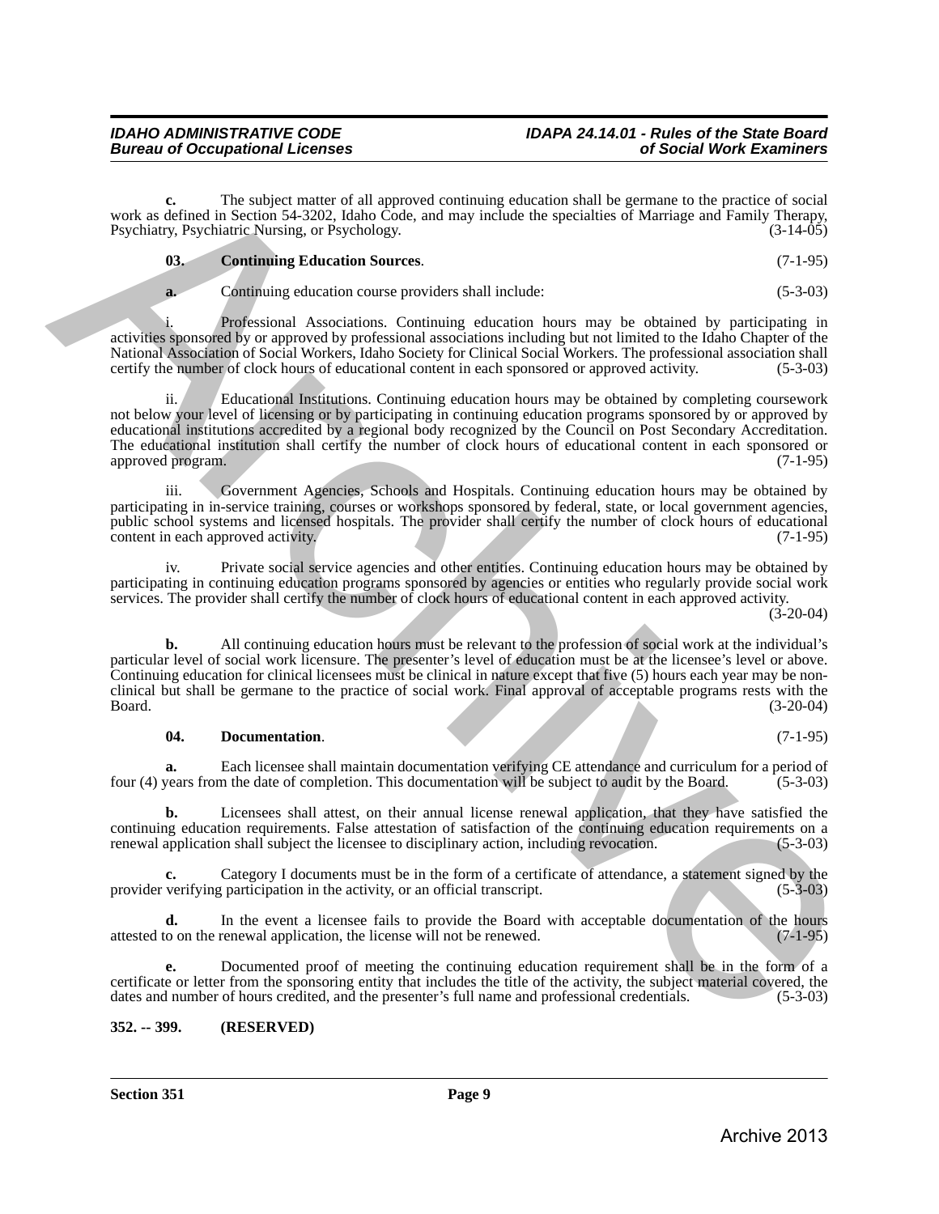**c.** The subject matter of all approved continuing education shall be germane to the practice of social work as defined in Section 54-3202, Idaho Code, and may include the specialties of Marriage and Family Therapy, Psychiatry, Psychiatric Nursing, or Psychology. (3-14-05)

**03. Continuing Education Sources**. (7-1-95)

**a.** Continuing education course providers shall include: (5-3-03)

i. Professional Associations. Continuing education hours may be obtained by participating in activities sponsored by or approved by professional associations including but not limited to the Idaho Chapter of the National Association of Social Workers, Idaho Society for Clinical Social Workers. The professional association shall certify the number of clock hours of educational content in each sponsored or approved activity. (5-3-03)

ii. Educational Institutions. Continuing education hours may be obtained by completing coursework not below your level of licensing or by participating in continuing education programs sponsored by or approved by educational institutions accredited by a regional body recognized by the Council on Post Secondary Accreditation. The educational institution shall certify the number of clock hours of educational content in each sponsored or approved program. (7-1-95)

iii. Government Agencies, Schools and Hospitals. Continuing education hours may be obtained by participating in in-service training, courses or workshops sponsored by federal, state, or local government agencies, public school systems and licensed hospitals. The provider shall certify the number of clock hours of educational content in each approved activity. (7-1-95)

iv. Private social service agencies and other entities. Continuing education hours may be obtained by participating in continuing education programs sponsored by agencies or entities who regularly provide social work services. The provider shall certify the number of clock hours of educational content in each approved activity. (3-20-04)

**b.** All continuing education hours must be relevant to the profession of social work at the individual's particular level of social work licensure. The presenter's level of education must be at the licensee's level or above. Continuing education for clinical licensees must be clinical in nature except that five (5) hours each year may be non-clinical but shall be germane to the practice of social work. Final approval of acceptable programs rests with the Board. (3-20-04)

**04. Documentation**. (7-1-95)

**a.** Each licensee shall maintain documentation verifying CE attendance and curriculum for a period of four (4) years from the date of completion. This documentation will be subject to audit by the Board. (5-3-03)

**b.** Licensees shall attest, on their annual license renewal application, that they have satisfied the continuing education requirements. False attestation of satisfaction of the continuing education requirements on a renewal application shall subject the licensee to disciplinary action, including revocation. (5-3-03)

**c.** Category I documents must be in the form of a certificate of attendance, a statement signed by the provider verifying participation in the activity, or an official transcript. (5-3-03)

**d.** In the event a licensee fails to provide the Board with acceptable documentation of the hours attested to on the renewal application, the license will not be renewed. (7-1-95)

**e.** Documented proof of meeting the continuing education requirement shall be in the form of a certificate or letter from the sponsoring entity that includes the title of the activity, the subject material covered, the dates and number of hours credited, and the presenter's full name and professional credentials. (5-3-03)

**352. -- 399. (RESERVED)**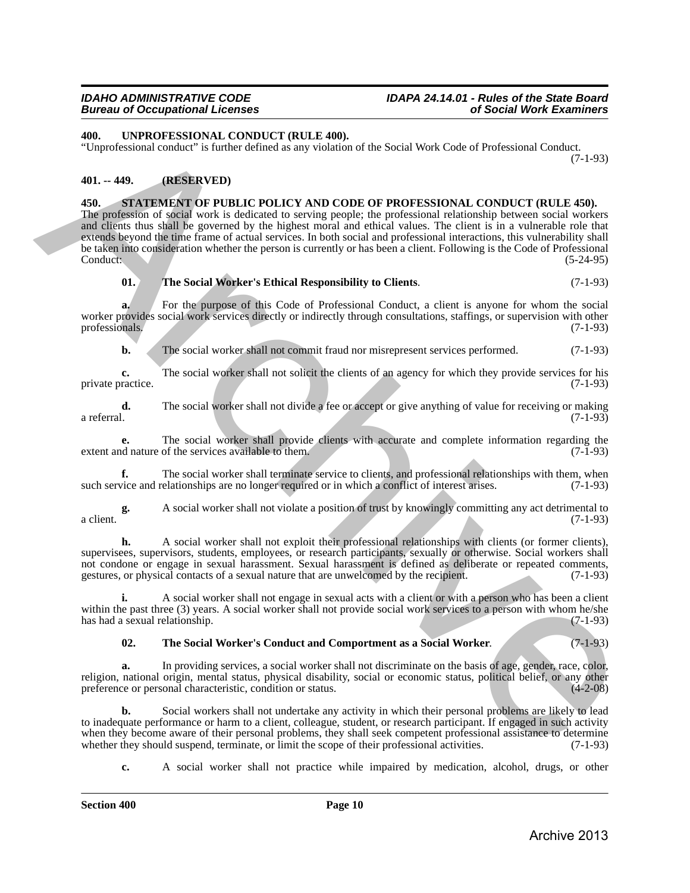**400. UNPROFESSIONAL CONDUCT (RULE 400).**

"Unprofessional conduct" is further defined as any violation of the Social Work Code of Professional Conduct. (7-1-93)

**401. -- 449. (RESERVED)**

**450. STATEMENT OF PUBLIC POLICY AND CODE OF PROFESSIONAL CONDUCT (RULE 450).**

The profession of social work is dedicated to serving people; the professional relationship between social workers and clients thus shall be governed by the highest moral and ethical values. The client is in a vulnerable role that extends beyond the time frame of actual services. In both social and professional interactions, this vulnerability shall be taken into consideration whether the person is currently or has been a client. Following is the Code of Professional Conduct: (5-24-95)

**01. The Social Worker's Ethical Responsibility to Clients**. (7-1-93)

**a.** For the purpose of this Code of Professional Conduct, a client is anyone for whom the social worker provides social work services directly or indirectly through consultations, staffings, or supervision with other professionals. (7-1-93)

**b.** The social worker shall not commit fraud nor misrepresent services performed. (7-1-93)

**c.** The social worker shall not solicit the clients of an agency for which they provide services for his private practice. (7-1-93)

**d.** The social worker shall not divide a fee or accept or give anything of value for receiving or making a referral. (7-1-93)

**e.** The social worker shall provide clients with accurate and complete information regarding the extent and nature of the services available to them. (7-1-93)

**f.** The social worker shall terminate service to clients, and professional relationships with them, when such service and relationships are no longer required or in which a conflict of interest arises. (7-1-93)

**g.** A social worker shall not violate a position of trust by knowingly committing any act detrimental to a client. (7-1-93)

**h.** A social worker shall not exploit their professional relationships with clients (or former clients), supervisees, supervisors, students, employees, or research participants, sexually or otherwise. Social workers shall not condone or engage in sexual harassment. Sexual harassment is defined as deliberate or repeated comments, gestures, or physical contacts of a sexual nature that are unwelcomed by the recipient. (7-1-93)

**i.** A social worker shall not engage in sexual acts with a client or with a person who has been a client within the past three (3) years. A social worker shall not provide social work services to a person with whom he/she has had a sexual relationship. (7-1-93)

**02. The Social Worker's Conduct and Comportment as a Social Worker**. (7-1-93)

**a.** In providing services, a social worker shall not discriminate on the basis of age, gender, race, color, religion, national origin, mental status, physical disability, social or economic status, political belief, or any other preference or personal characteristic, condition or status. (4-2-08)

**b.** Social workers shall not undertake any activity in which their personal problems are likely to lead to inadequate performance or harm to a client, colleague, student, or research participant. If engaged in such activity when they become aware of their personal problems, they shall seek competent professional assistance to determine whether they should suspend, terminate, or limit the scope of their professional activities. (7-1-93)

**c.** A social worker shall not practice while impaired by medication, alcohol, drugs, or other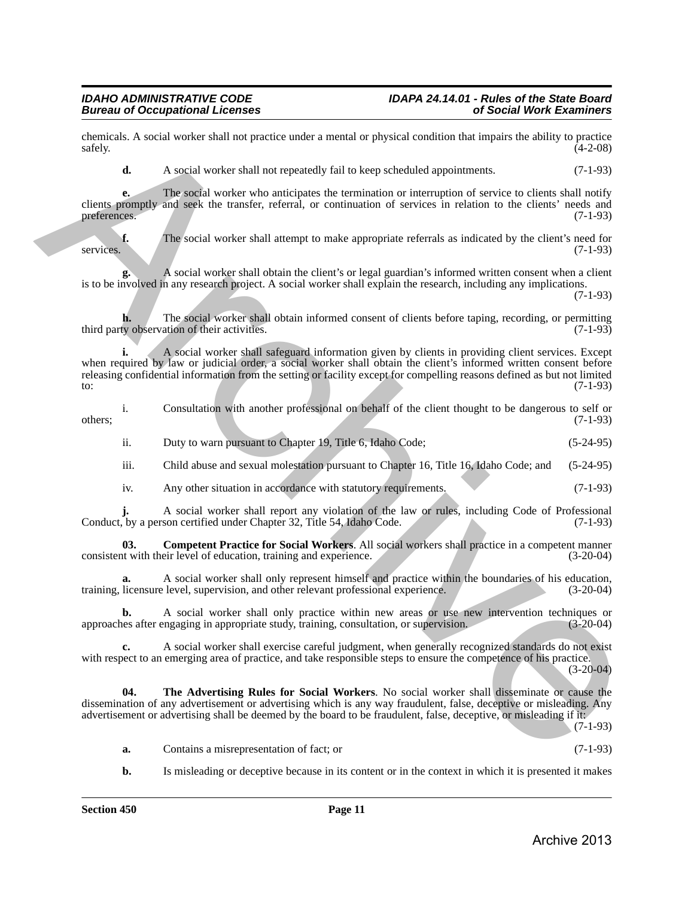chemicals. A social worker shall not practice under a mental or physical condition that impairs the ability to practice safely. (4-2-08)

**d.** A social worker shall not repeatedly fail to keep scheduled appointments. (7-1-93)

**e.** The social worker who anticipates the termination or interruption of service to clients shall notify clients promptly and seek the transfer, referral, or continuation of services in relation to the clients' needs and preferences. (7-1-93)

**f.** The social worker shall attempt to make appropriate referrals as indicated by the client's need for services. (7-1-93)

**g.** A social worker shall obtain the client's or legal guardian's informed written consent when a client is to be involved in any research project. A social worker shall explain the research, including any implications. (7-1-93)

**h.** The social worker shall obtain informed consent of clients before taping, recording, or permitting third party observation of their activities. (7-1-93)

**i.** A social worker shall safeguard information given by clients in providing client services. Except when required by law or judicial order, a social worker shall obtain the client's informed written consent before releasing confidential information from the setting or facility except for compelling reasons defined as but not limited to: (7-1-93)

i. Consultation with another professional on behalf of the client thought to be dangerous to self or others; (7-1-93)

ii. Duty to warn pursuant to Chapter 19, Title 6, Idaho Code; (5-24-95)

iii. Child abuse and sexual molestation pursuant to Chapter 16, Title 16, Idaho Code; and (5-24-95)

iv. Any other situation in accordance with statutory requirements. (7-1-93)

**j.** A social worker shall report any violation of the law or rules, including Code of Professional Conduct, by a person certified under Chapter 32, Title 54, Idaho Code. (7-1-93)

**03. Competent Practice for Social Workers**. All social workers shall practice in a competent manner consistent with their level of education, training and experience. (3-20-04)

**a.** A social worker shall only represent himself and practice within the boundaries of his education, training, licensure level, supervision, and other relevant professional experience. (3-20-04)

**b.** A social worker shall only practice within new areas or use new intervention techniques or approaches after engaging in appropriate study, training, consultation, or supervision. (3-20-04)

**c.** A social worker shall exercise careful judgment, when generally recognized standards do not exist with respect to an emerging area of practice, and take responsible steps to ensure the competence of his practice. (3-20-04)

**04. The Advertising Rules for Social Workers**. No social worker shall disseminate or cause the dissemination of any advertisement or advertising which is any way fraudulent, false, deceptive or misleading. Any advertisement or advertising shall be deemed by the board to be fraudulent, false, deceptive, or misleading if it: (7-1-93)

**a.** Contains a misrepresentation of fact; or (7-1-93)

**b.** Is misleading or deceptive because in its content or in the context in which it is presented it makes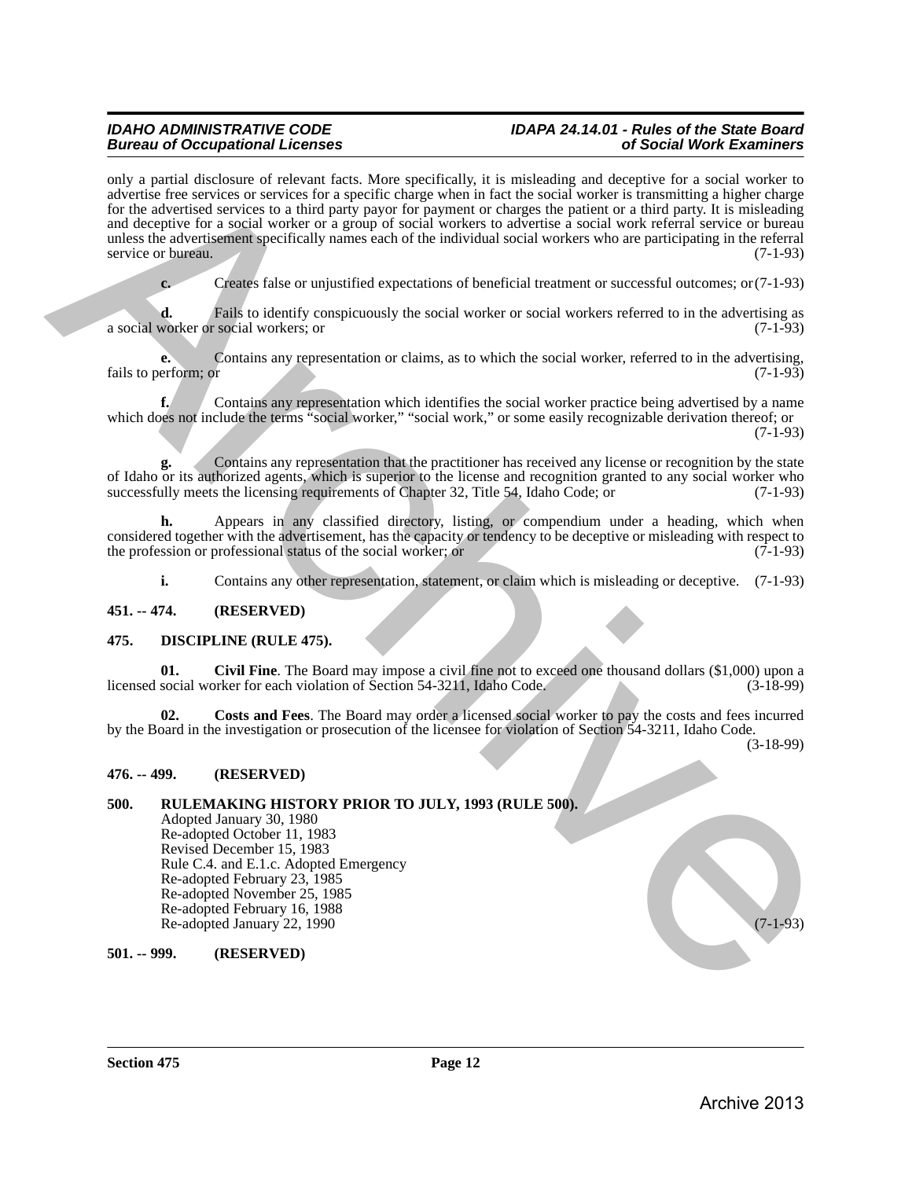only a partial disclosure of relevant facts. More specifically, it is misleading and deceptive for a social worker to advertise free services or services for a specific charge when in fact the social worker is transmitting a higher charge for the advertised services to a third party payor for payment or charges the patient or a third party. It is misleading and deceptive for a social worker or a group of social workers to advertise a social work referral service or bureau unless the advertisement specifically names each of the individual social workers who are participating in the referral service or bureau. (7-1-93)

**c.** Creates false or unjustified expectations of beneficial treatment or successful outcomes; or (7-1-93)

**d.** Fails to identify conspicuously the social worker or social workers referred to in the advertising as a social worker or social workers; or (7-1-93)

**e.** Contains any representation or claims, as to which the social worker, referred to in the advertising, fails to perform; or (7-1-93)

**f.** Contains any representation which identifies the social worker practice being advertised by a name which does not include the terms "social worker," "social work," or some easily recognizable derivation thereof; or (7-1-93)

**g.** Contains any representation that the practitioner has received any license or recognition by the state of Idaho or its authorized agents, which is superior to the license and recognition granted to any social worker who successfully meets the licensing requirements of Chapter 32, Title 54, Idaho Code; or (7-1-93)

**h.** Appears in any classified directory, listing, or compendium under a heading, which when considered together with the advertisement, has the capacity or tendency to be deceptive or misleading with respect to the profession or professional status of the social worker; or (7-1-93)

**i.** Contains any other representation, statement, or claim which is misleading or deceptive. (7-1-93)

## 451. -- 474. (RESERVED)

## 475. DISCIPLINE (RULE 475).

**01. Civil Fine**. The Board may impose a civil fine not to exceed one thousand dollars ($1,000) upon a licensed social worker for each violation of Section 54-3211, Idaho Code. (3-18-99)

**02. Costs and Fees**. The Board may order a licensed social worker to pay the costs and fees incurred by the Board in the investigation or prosecution of the licensee for violation of Section 54-3211, Idaho Code. (3-18-99)

## 476. -- 499. (RESERVED)

## 500. RULEMAKING HISTORY PRIOR TO JULY, 1993 (RULE 500).

Adopted January 30, 1980
Re-adopted October 11, 1983
Revised December 15, 1983
Rule C.4. and E.1.c. Adopted Emergency
Re-adopted February 23, 1985
Re-adopted November 25, 1985
Re-adopted February 16, 1988
Re-adopted January 22, 1990 (7-1-93)

## 501. -- 999. (RESERVED)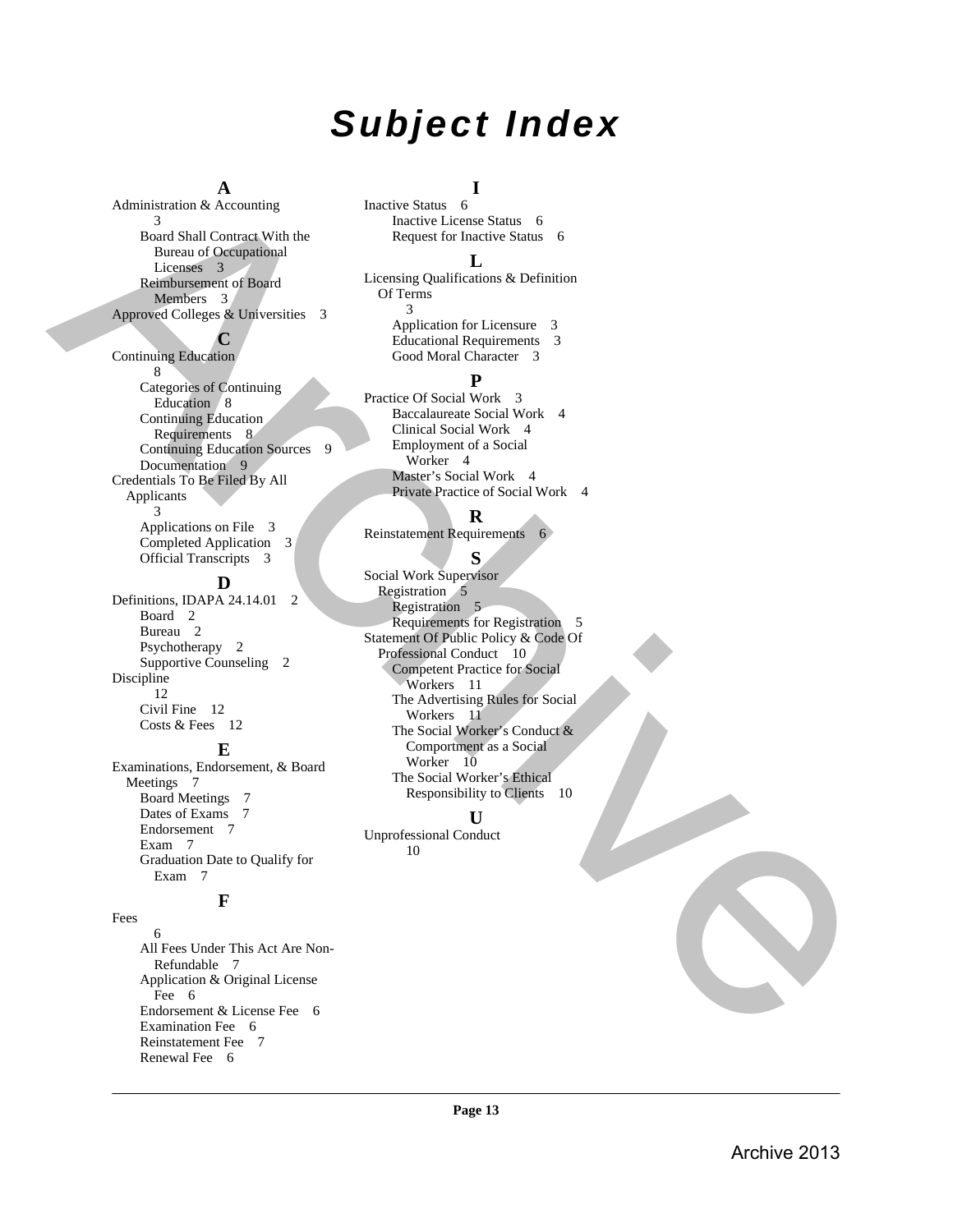# Subject Index

## A

Administration & Accounting 3
- Board Shall Contract With the Bureau of Occupational Licenses 3
- Reimbursement of Board Members 3

Approved Colleges & Universities 3

## C

Continuing Education 8
- Categories of Continuing Education 8
- Continuing Education Requirements 8
- Continuing Education Sources 9
- Documentation 9

Credentials To Be Filed By All Applicants 3
- Applications on File 3
- Completed Application 3
- Official Transcripts 3

## D

Definitions, IDAPA 24.14.01 2
- Board 2
- Bureau 2
- Psychotherapy 2
- Supportive Counseling 2

Discipline 12
- Civil Fine 12
- Costs & Fees 12

## E

Examinations, Endorsement, & Board Meetings 7
- Board Meetings 7
- Dates of Exams 7
- Endorsement 7
- Exam 7
- Graduation Date to Qualify for Exam 7

## F

Fees 6
- All Fees Under This Act Are Non-Refundable 7
- Application & Original License Fee 6
- Endorsement & License Fee 6
- Examination Fee 6
- Reinstatement Fee 7
- Renewal Fee 6

## I

Inactive Status 6
- Inactive License Status 6
- Request for Inactive Status 6

## L

Licensing Qualifications & Definition Of Terms 3
- Application for Licensure 3
- Educational Requirements 3
- Good Moral Character 3

## P

Practice Of Social Work 3
- Baccalaureate Social Work 4
- Clinical Social Work 4
- Employment of a Social Worker 4
- Master's Social Work 4
- Private Practice of Social Work 4

## R

Reinstatement Requirements 6

## S

Social Work Supervisor Registration 5
- Registration 5
- Requirements for Registration 5

Statement Of Public Policy & Code Of Professional Conduct 10
- Competent Practice for Social Workers 11
- The Advertising Rules for Social Workers 11
- The Social Worker's Conduct & Comportment as a Social Worker 10
- The Social Worker's Ethical Responsibility to Clients 10

## U

Unprofessional Conduct 10